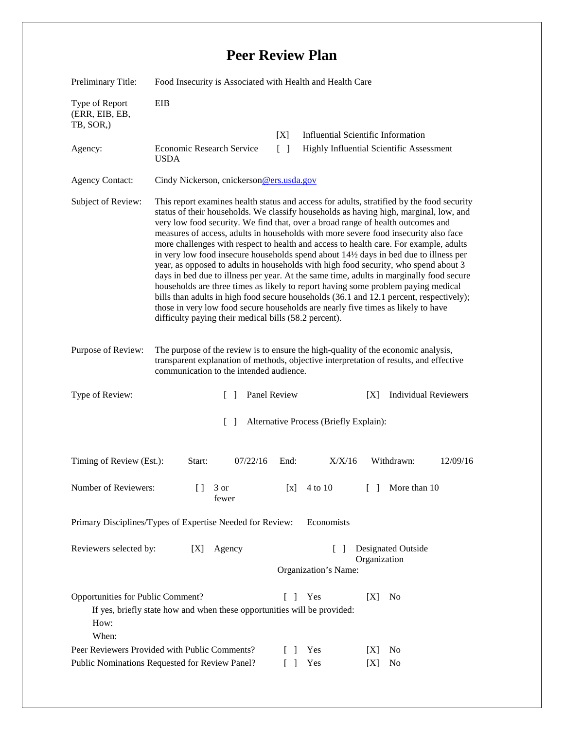# Peer Review Plan

Preliminary Title: Food Insecurity is Associated with Health and Health Care

Type of Report (ERR, EIB, EB, TB, SOR,): EIB

[X] Influential Scientific Information

Agency: Economic Research Service USDA

[ ] Highly Influential Scientific Assessment

Agency Contact: Cindy Nickerson, cnickerson@ers.usda.gov

Subject of Review: This report examines health status and access for adults, stratified by the food security status of their households. We classify households as having high, marginal, low, and very low food security. We find that, over a broad range of health outcomes and measures of access, adults in households with more severe food insecurity also face more challenges with respect to health and access to health care. For example, adults in very low food insecure households spend about 14½ days in bed due to illness per year, as opposed to adults in households with high food security, who spend about 3 days in bed due to illness per year. At the same time, adults in marginally food secure households are three times as likely to report having some problem paying medical bills than adults in high food secure households (36.1 and 12.1 percent, respectively); those in very low food secure households are nearly five times as likely to have difficulty paying their medical bills (58.2 percent).

Purpose of Review: The purpose of the review is to ensure the high-quality of the economic analysis, transparent explanation of methods, objective interpretation of results, and effective communication to the intended audience.

Type of Review: [ ] Panel Review [X] Individual Reviewers

[ ] Alternative Process (Briefly Explain):

Timing of Review (Est.): Start: 07/22/16 End: X/X/16 Withdrawn: 12/09/16

Number of Reviewers: [ ] 3 or fewer [x] 4 to 10 [ ] More than 10

Primary Disciplines/Types of Expertise Needed for Review: Economists

Reviewers selected by: [X] Agency [ ] Designated Outside Organization

Organization's Name:

Opportunities for Public Comment? [ ] Yes [X] No

If yes, briefly state how and when these opportunities will be provided:

How:

When:

Peer Reviewers Provided with Public Comments? [ ] Yes [X] No

Public Nominations Requested for Review Panel? [ ] Yes [X] No